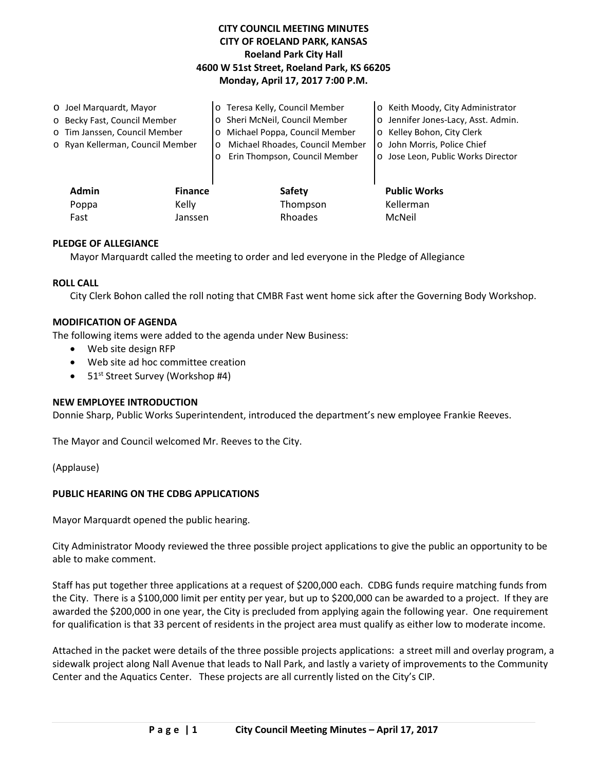# CITY COUNCIL MEETING MINUTES
## CITY OF ROELAND PARK, KANSAS
### Roeland Park City Hall
### 4600 W 51st Street, Roeland Park, KS 66205
### Monday, April 17, 2017 7:00 P.M.

- o Joel Marquardt, Mayor
- o Becky Fast, Council Member
- o Tim Janssen, Council Member
- o Ryan Kellerman, Council Member
- o Teresa Kelly, Council Member
- o Sheri McNeil, Council Member
- o Michael Poppa, Council Member
- o Michael Rhoades, Council Member
- o Erin Thompson, Council Member
- o Keith Moody, City Administrator
- o Jennifer Jones-Lacy, Asst. Admin.
- o Kelley Bohon, City Clerk
- o John Morris, Police Chief
- o Jose Leon, Public Works Director

| Admin | Finance | Safety | Public Works |
|---|---|---|---|
| Poppa | Kelly | Thompson | Kellerman |
| Fast | Janssen | Rhoades | McNeil |

**PLEDGE OF ALLEGIANCE**

Mayor Marquardt called the meeting to order and led everyone in the Pledge of Allegiance

**ROLL CALL**

City Clerk Bohon called the roll noting that CMBR Fast went home sick after the Governing Body Workshop.

**MODIFICATION OF AGENDA**

The following items were added to the agenda under New Business:

- Web site design RFP
- Web site ad hoc committee creation
- 51st Street Survey (Workshop #4)

**NEW EMPLOYEE INTRODUCTION**

Donnie Sharp, Public Works Superintendent, introduced the department's new employee Frankie Reeves.

The Mayor and Council welcomed Mr. Reeves to the City.

(Applause)

**PUBLIC HEARING ON THE CDBG APPLICATIONS**

Mayor Marquardt opened the public hearing.

City Administrator Moody reviewed the three possible project applications to give the public an opportunity to be able to make comment.

Staff has put together three applications at a request of $200,000 each. CDBG funds require matching funds from the City. There is a $100,000 limit per entity per year, but up to $200,000 can be awarded to a project. If they are awarded the $200,000 in one year, the City is precluded from applying again the following year. One requirement for qualification is that 33 percent of residents in the project area must qualify as either low to moderate income.

Attached in the packet were details of the three possible projects applications: a street mill and overlay program, a sidewalk project along Nall Avenue that leads to Nall Park, and lastly a variety of improvements to the Community Center and the Aquatics Center. These projects are all currently listed on the City's CIP.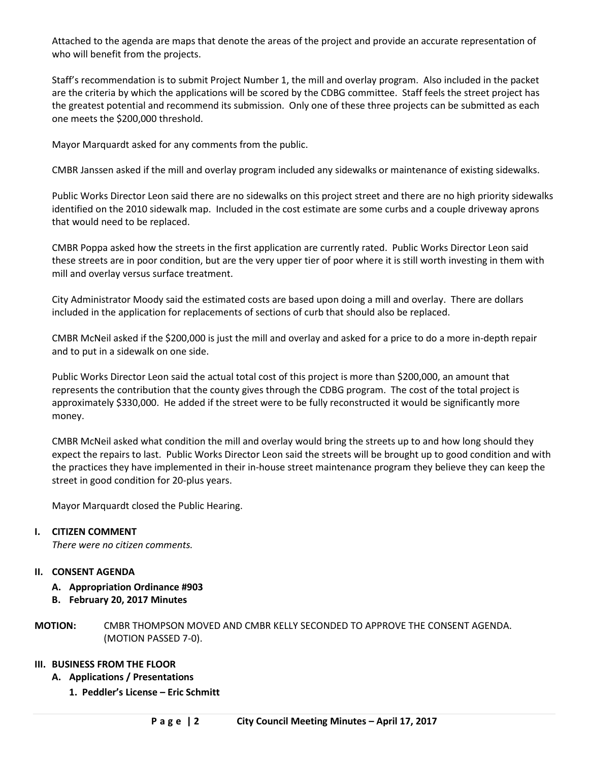Attached to the agenda are maps that denote the areas of the project and provide an accurate representation of who will benefit from the projects.

Staff's recommendation is to submit Project Number 1, the mill and overlay program. Also included in the packet are the criteria by which the applications will be scored by the CDBG committee. Staff feels the street project has the greatest potential and recommend its submission. Only one of these three projects can be submitted as each one meets the $200,000 threshold.

Mayor Marquardt asked for any comments from the public.

CMBR Janssen asked if the mill and overlay program included any sidewalks or maintenance of existing sidewalks.

Public Works Director Leon said there are no sidewalks on this project street and there are no high priority sidewalks identified on the 2010 sidewalk map. Included in the cost estimate are some curbs and a couple driveway aprons that would need to be replaced.

CMBR Poppa asked how the streets in the first application are currently rated. Public Works Director Leon said these streets are in poor condition, but are the very upper tier of poor where it is still worth investing in them with mill and overlay versus surface treatment.

City Administrator Moody said the estimated costs are based upon doing a mill and overlay. There are dollars included in the application for replacements of sections of curb that should also be replaced.

CMBR McNeil asked if the $200,000 is just the mill and overlay and asked for a price to do a more in-depth repair and to put in a sidewalk on one side.

Public Works Director Leon said the actual total cost of this project is more than $200,000, an amount that represents the contribution that the county gives through the CDBG program. The cost of the total project is approximately $330,000. He added if the street were to be fully reconstructed it would be significantly more money.

CMBR McNeil asked what condition the mill and overlay would bring the streets up to and how long should they expect the repairs to last. Public Works Director Leon said the streets will be brought up to good condition and with the practices they have implemented in their in-house street maintenance program they believe they can keep the street in good condition for 20-plus years.

Mayor Marquardt closed the Public Hearing.

## I. CITIZEN COMMENT

*There were no citizen comments.*

## II. CONSENT AGENDA

- **A. Appropriation Ordinance #903**
- **B. February 20, 2017 Minutes**

**MOTION:** CMBR THOMPSON MOVED AND CMBR KELLY SECONDED TO APPROVE THE CONSENT AGENDA. (MOTION PASSED 7-0).

## III. BUSINESS FROM THE FLOOR

### A. Applications / Presentations

#### 1. Peddler's License – Eric Schmitt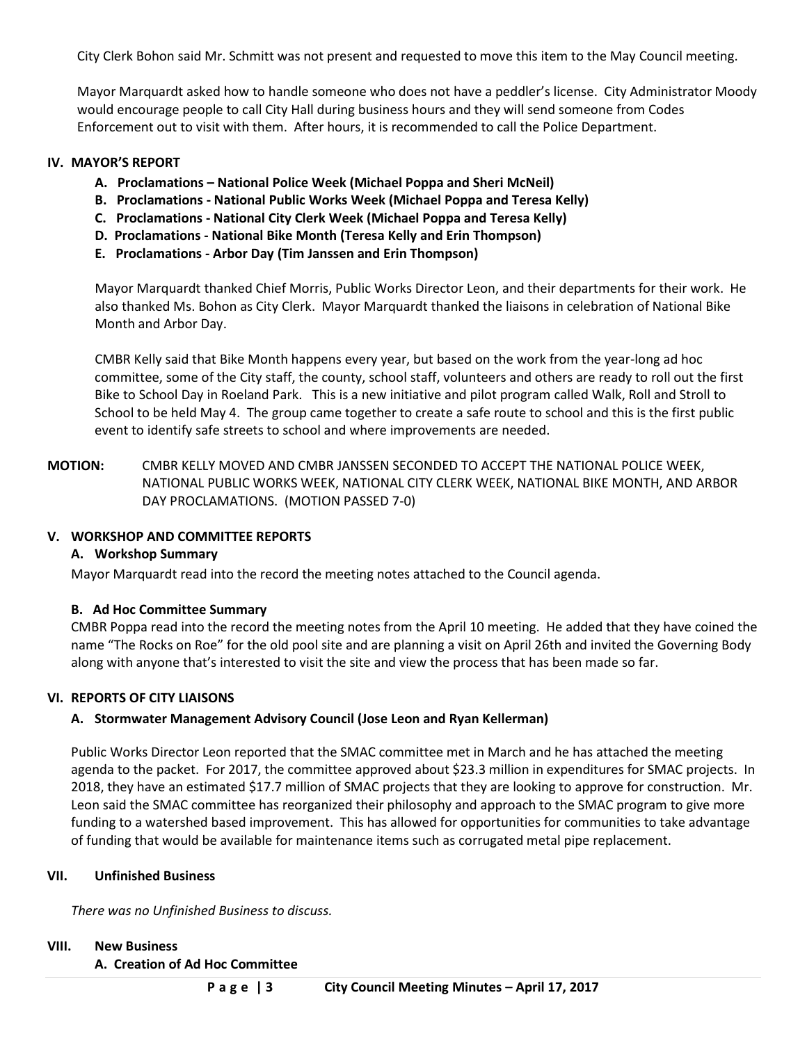City Clerk Bohon said Mr. Schmitt was not present and requested to move this item to the May Council meeting.

Mayor Marquardt asked how to handle someone who does not have a peddler's license. City Administrator Moody would encourage people to call City Hall during business hours and they will send someone from Codes Enforcement out to visit with them. After hours, it is recommended to call the Police Department.

## IV. MAYOR'S REPORT

**A. Proclamations – National Police Week (Michael Poppa and Sheri McNeil)**
**B. Proclamations - National Public Works Week (Michael Poppa and Teresa Kelly)**
**C. Proclamations - National City Clerk Week (Michael Poppa and Teresa Kelly)**
**D. Proclamations - National Bike Month (Teresa Kelly and Erin Thompson)**
**E. Proclamations - Arbor Day (Tim Janssen and Erin Thompson)**

Mayor Marquardt thanked Chief Morris, Public Works Director Leon, and their departments for their work. He also thanked Ms. Bohon as City Clerk. Mayor Marquardt thanked the liaisons in celebration of National Bike Month and Arbor Day.

CMBR Kelly said that Bike Month happens every year, but based on the work from the year-long ad hoc committee, some of the City staff, the county, school staff, volunteers and others are ready to roll out the first Bike to School Day in Roeland Park. This is a new initiative and pilot program called Walk, Roll and Stroll to School to be held May 4. The group came together to create a safe route to school and this is the first public event to identify safe streets to school and where improvements are needed.

**MOTION:** CMBR KELLY MOVED AND CMBR JANSSEN SECONDED TO ACCEPT THE NATIONAL POLICE WEEK, NATIONAL PUBLIC WORKS WEEK, NATIONAL CITY CLERK WEEK, NATIONAL BIKE MONTH, AND ARBOR DAY PROCLAMATIONS. (MOTION PASSED 7-0)

## V. WORKSHOP AND COMMITTEE REPORTS

### A. Workshop Summary

Mayor Marquardt read into the record the meeting notes attached to the Council agenda.

### B. Ad Hoc Committee Summary

CMBR Poppa read into the record the meeting notes from the April 10 meeting. He added that they have coined the name "The Rocks on Roe" for the old pool site and are planning a visit on April 26th and invited the Governing Body along with anyone that's interested to visit the site and view the process that has been made so far.

## VI. REPORTS OF CITY LIAISONS

### A. Stormwater Management Advisory Council (Jose Leon and Ryan Kellerman)

Public Works Director Leon reported that the SMAC committee met in March and he has attached the meeting agenda to the packet. For 2017, the committee approved about $23.3 million in expenditures for SMAC projects. In 2018, they have an estimated $17.7 million of SMAC projects that they are looking to approve for construction. Mr. Leon said the SMAC committee has reorganized their philosophy and approach to the SMAC program to give more funding to a watershed based improvement. This has allowed for opportunities for communities to take advantage of funding that would be available for maintenance items such as corrugated metal pipe replacement.

## VII. Unfinished Business

*There was no Unfinished Business to discuss.*

## VIII. New Business

### A. Creation of Ad Hoc Committee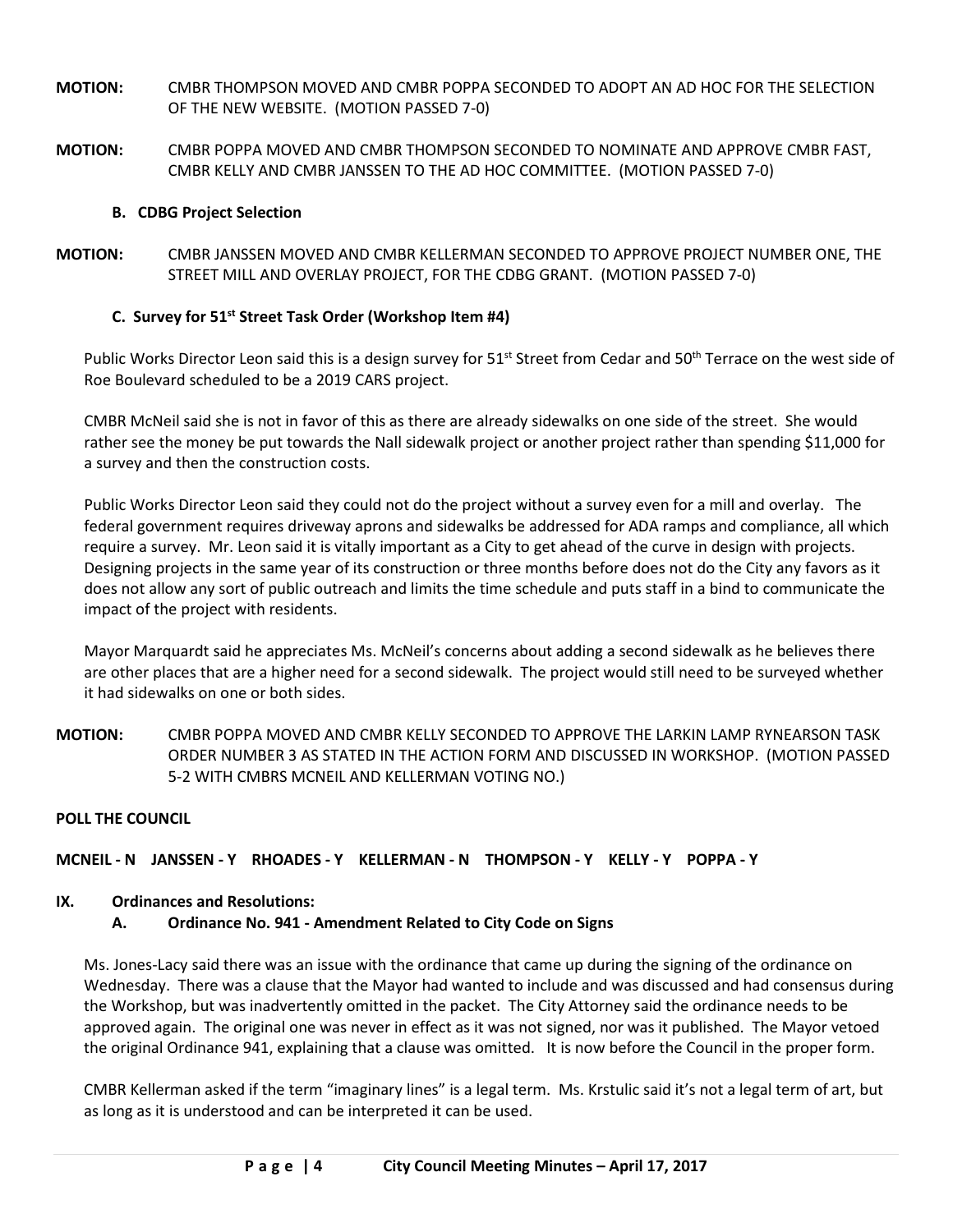**MOTION:** CMBR THOMPSON MOVED AND CMBR POPPA SECONDED TO ADOPT AN AD HOC FOR THE SELECTION OF THE NEW WEBSITE. (MOTION PASSED 7-0)

**MOTION:** CMBR POPPA MOVED AND CMBR THOMPSON SECONDED TO NOMINATE AND APPROVE CMBR FAST, CMBR KELLY AND CMBR JANSSEN TO THE AD HOC COMMITTEE. (MOTION PASSED 7-0)

**B. CDBG Project Selection**

**MOTION:** CMBR JANSSEN MOVED AND CMBR KELLERMAN SECONDED TO APPROVE PROJECT NUMBER ONE, THE STREET MILL AND OVERLAY PROJECT, FOR THE CDBG GRANT. (MOTION PASSED 7-0)

**C. Survey for 51st Street Task Order (Workshop Item #4)**

Public Works Director Leon said this is a design survey for 51st Street from Cedar and 50th Terrace on the west side of Roe Boulevard scheduled to be a 2019 CARS project.

CMBR McNeil said she is not in favor of this as there are already sidewalks on one side of the street. She would rather see the money be put towards the Nall sidewalk project or another project rather than spending $11,000 for a survey and then the construction costs.

Public Works Director Leon said they could not do the project without a survey even for a mill and overlay. The federal government requires driveway aprons and sidewalks be addressed for ADA ramps and compliance, all which require a survey. Mr. Leon said it is vitally important as a City to get ahead of the curve in design with projects. Designing projects in the same year of its construction or three months before does not do the City any favors as it does not allow any sort of public outreach and limits the time schedule and puts staff in a bind to communicate the impact of the project with residents.

Mayor Marquardt said he appreciates Ms. McNeil's concerns about adding a second sidewalk as he believes there are other places that are a higher need for a second sidewalk. The project would still need to be surveyed whether it had sidewalks on one or both sides.

**MOTION:** CMBR POPPA MOVED AND CMBR KELLY SECONDED TO APPROVE THE LARKIN LAMP RYNEARSON TASK ORDER NUMBER 3 AS STATED IN THE ACTION FORM AND DISCUSSED IN WORKSHOP. (MOTION PASSED 5-2 WITH CMBRS MCNEIL AND KELLERMAN VOTING NO.)

**POLL THE COUNCIL**

**MCNEIL - N JANSSEN - Y RHOADES - Y KELLERMAN - N THOMPSON - Y KELLY - Y POPPA - Y**

**IX. Ordinances and Resolutions:**

**A. Ordinance No. 941 - Amendment Related to City Code on Signs**

Ms. Jones-Lacy said there was an issue with the ordinance that came up during the signing of the ordinance on Wednesday. There was a clause that the Mayor had wanted to include and was discussed and had consensus during the Workshop, but was inadvertently omitted in the packet. The City Attorney said the ordinance needs to be approved again. The original one was never in effect as it was not signed, nor was it published. The Mayor vetoed the original Ordinance 941, explaining that a clause was omitted. It is now before the Council in the proper form.

CMBR Kellerman asked if the term "imaginary lines" is a legal term. Ms. Krstulic said it's not a legal term of art, but as long as it is understood and can be interpreted it can be used.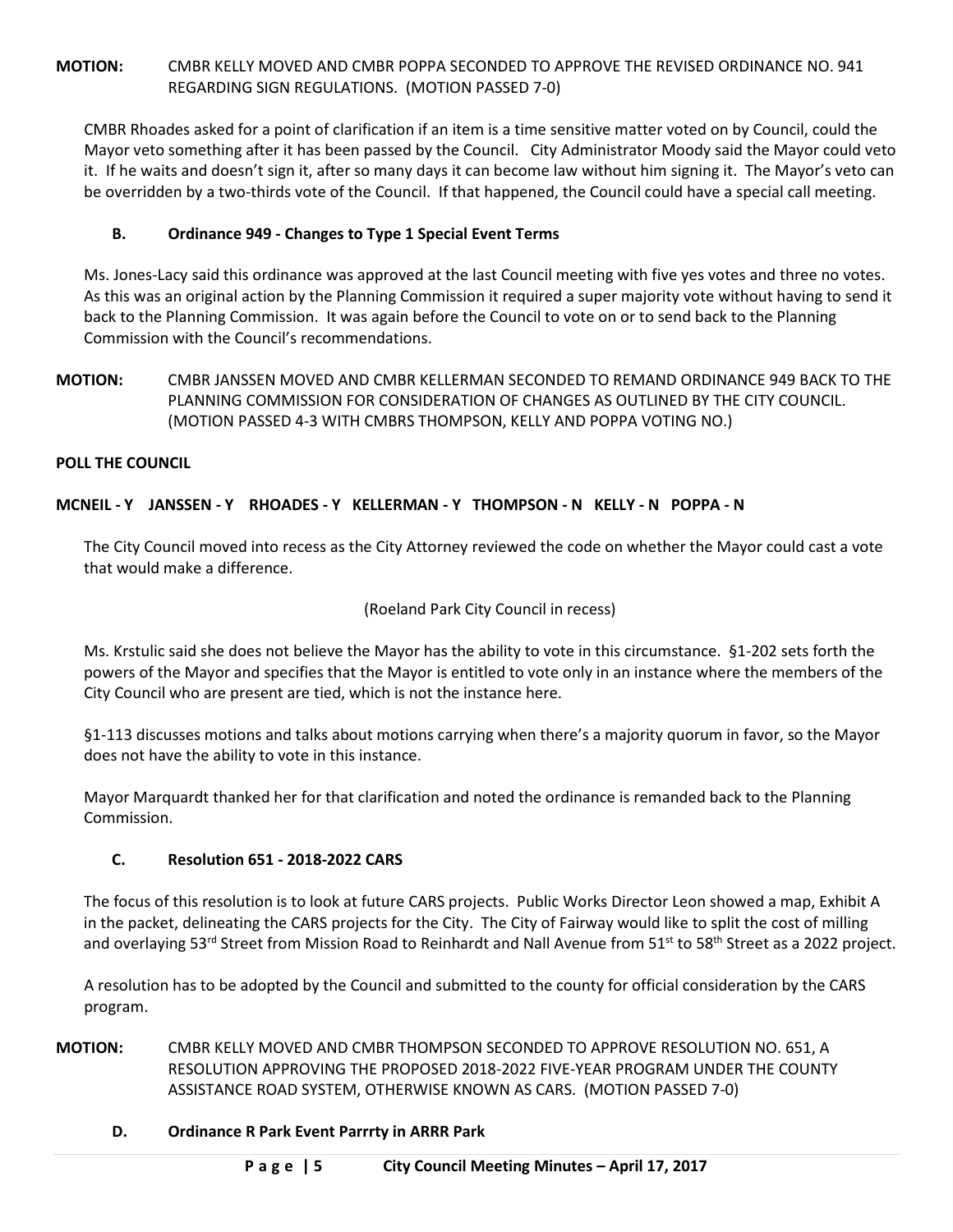**MOTION:** CMBR KELLY MOVED AND CMBR POPPA SECONDED TO APPROVE THE REVISED ORDINANCE NO. 941 REGARDING SIGN REGULATIONS. (MOTION PASSED 7-0)

CMBR Rhoades asked for a point of clarification if an item is a time sensitive matter voted on by Council, could the Mayor veto something after it has been passed by the Council. City Administrator Moody said the Mayor could veto it. If he waits and doesn't sign it, after so many days it can become law without him signing it. The Mayor's veto can be overridden by a two-thirds vote of the Council. If that happened, the Council could have a special call meeting.

### B. Ordinance 949 - Changes to Type 1 Special Event Terms

Ms. Jones-Lacy said this ordinance was approved at the last Council meeting with five yes votes and three no votes. As this was an original action by the Planning Commission it required a super majority vote without having to send it back to the Planning Commission. It was again before the Council to vote on or to send back to the Planning Commission with the Council's recommendations.

**MOTION:** CMBR JANSSEN MOVED AND CMBR KELLERMAN SECONDED TO REMAND ORDINANCE 949 BACK TO THE PLANNING COMMISSION FOR CONSIDERATION OF CHANGES AS OUTLINED BY THE CITY COUNCIL. (MOTION PASSED 4-3 WITH CMBRS THOMPSON, KELLY AND POPPA VOTING NO.)

**POLL THE COUNCIL**

**MCNEIL - Y JANSSEN - Y RHOADES - Y KELLERMAN - Y THOMPSON - N KELLY - N POPPA - N**

The City Council moved into recess as the City Attorney reviewed the code on whether the Mayor could cast a vote that would make a difference.

(Roeland Park City Council in recess)

Ms. Krstulic said she does not believe the Mayor has the ability to vote in this circumstance. §1-202 sets forth the powers of the Mayor and specifies that the Mayor is entitled to vote only in an instance where the members of the City Council who are present are tied, which is not the instance here.

§1-113 discusses motions and talks about motions carrying when there's a majority quorum in favor, so the Mayor does not have the ability to vote in this instance.

Mayor Marquardt thanked her for that clarification and noted the ordinance is remanded back to the Planning Commission.

### C. Resolution 651 - 2018-2022 CARS

The focus of this resolution is to look at future CARS projects. Public Works Director Leon showed a map, Exhibit A in the packet, delineating the CARS projects for the City. The City of Fairway would like to split the cost of milling and overlaying 53rd Street from Mission Road to Reinhardt and Nall Avenue from 51st to 58th Street as a 2022 project.

A resolution has to be adopted by the Council and submitted to the county for official consideration by the CARS program.

**MOTION:** CMBR KELLY MOVED AND CMBR THOMPSON SECONDED TO APPROVE RESOLUTION NO. 651, A RESOLUTION APPROVING THE PROPOSED 2018-2022 FIVE-YEAR PROGRAM UNDER THE COUNTY ASSISTANCE ROAD SYSTEM, OTHERWISE KNOWN AS CARS. (MOTION PASSED 7-0)

### D. Ordinance R Park Event Parrrty in ARRR Park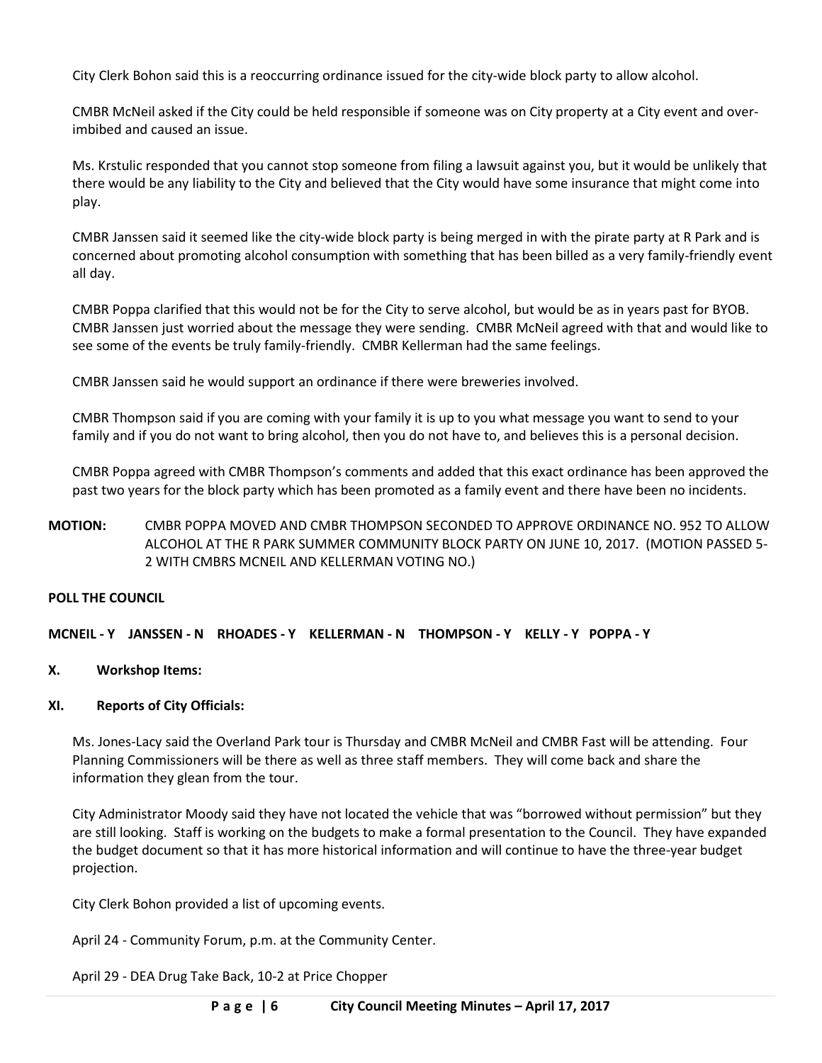City Clerk Bohon said this is a reoccurring ordinance issued for the city-wide block party to allow alcohol.

CMBR McNeil asked if the City could be held responsible if someone was on City property at a City event and over-imbibed and caused an issue.

Ms. Krstulic responded that you cannot stop someone from filing a lawsuit against you, but it would be unlikely that there would be any liability to the City and believed that the City would have some insurance that might come into play.

CMBR Janssen said it seemed like the city-wide block party is being merged in with the pirate party at R Park and is concerned about promoting alcohol consumption with something that has been billed as a very family-friendly event all day.

CMBR Poppa clarified that this would not be for the City to serve alcohol, but would be as in years past for BYOB. CMBR Janssen just worried about the message they were sending. CMBR McNeil agreed with that and would like to see some of the events be truly family-friendly. CMBR Kellerman had the same feelings.

CMBR Janssen said he would support an ordinance if there were breweries involved.

CMBR Thompson said if you are coming with your family it is up to you what message you want to send to your family and if you do not want to bring alcohol, then you do not have to, and believes this is a personal decision.

CMBR Poppa agreed with CMBR Thompson's comments and added that this exact ordinance has been approved the past two years for the block party which has been promoted as a family event and there have been no incidents.

**MOTION:** CMBR POPPA MOVED AND CMBR THOMPSON SECONDED TO APPROVE ORDINANCE NO. 952 TO ALLOW ALCOHOL AT THE R PARK SUMMER COMMUNITY BLOCK PARTY ON JUNE 10, 2017. (MOTION PASSED 5-2 WITH CMBRS MCNEIL AND KELLERMAN VOTING NO.)

**POLL THE COUNCIL**

**MCNEIL - Y JANSSEN - N RHOADES - Y KELLERMAN - N THOMPSON - Y KELLY - Y POPPA - Y**

**X. Workshop Items:**

**XI. Reports of City Officials:**

Ms. Jones-Lacy said the Overland Park tour is Thursday and CMBR McNeil and CMBR Fast will be attending. Four Planning Commissioners will be there as well as three staff members. They will come back and share the information they glean from the tour.

City Administrator Moody said they have not located the vehicle that was "borrowed without permission" but they are still looking. Staff is working on the budgets to make a formal presentation to the Council. They have expanded the budget document so that it has more historical information and will continue to have the three-year budget projection.

City Clerk Bohon provided a list of upcoming events.

April 24 - Community Forum, p.m. at the Community Center.

April 29 - DEA Drug Take Back, 10-2 at Price Chopper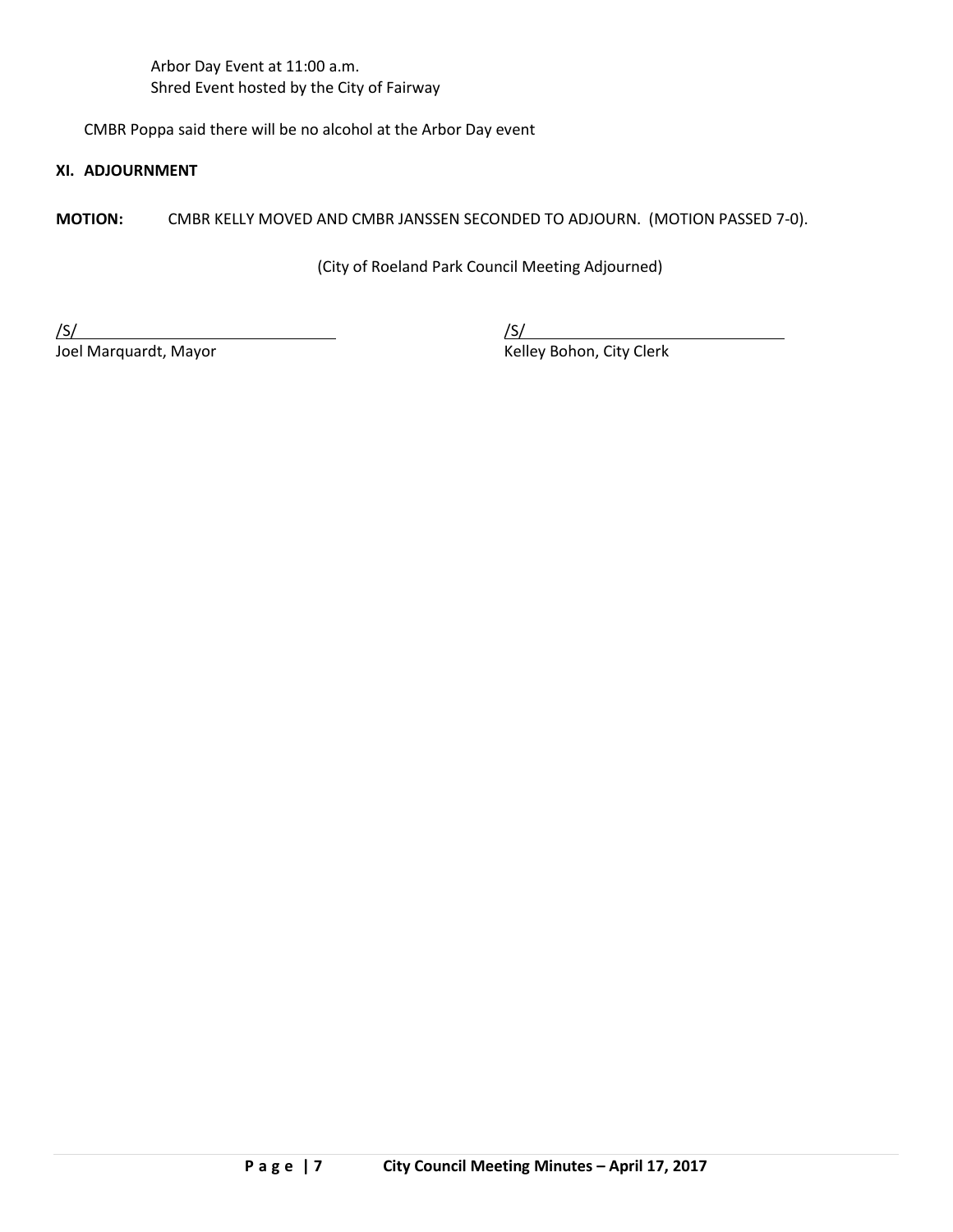Arbor Day Event at 11:00 a.m.
Shred Event hosted by the City of Fairway

CMBR Poppa said there will be no alcohol at the Arbor Day event

### XI. ADJOURNMENT

**MOTION:** CMBR KELLY MOVED AND CMBR JANSSEN SECONDED TO ADJOURN. (MOTION PASSED 7-0).

(City of Roeland Park Council Meeting Adjourned)

/S/
Joel Marquardt, Mayor

/S/
Kelley Bohon, City Clerk